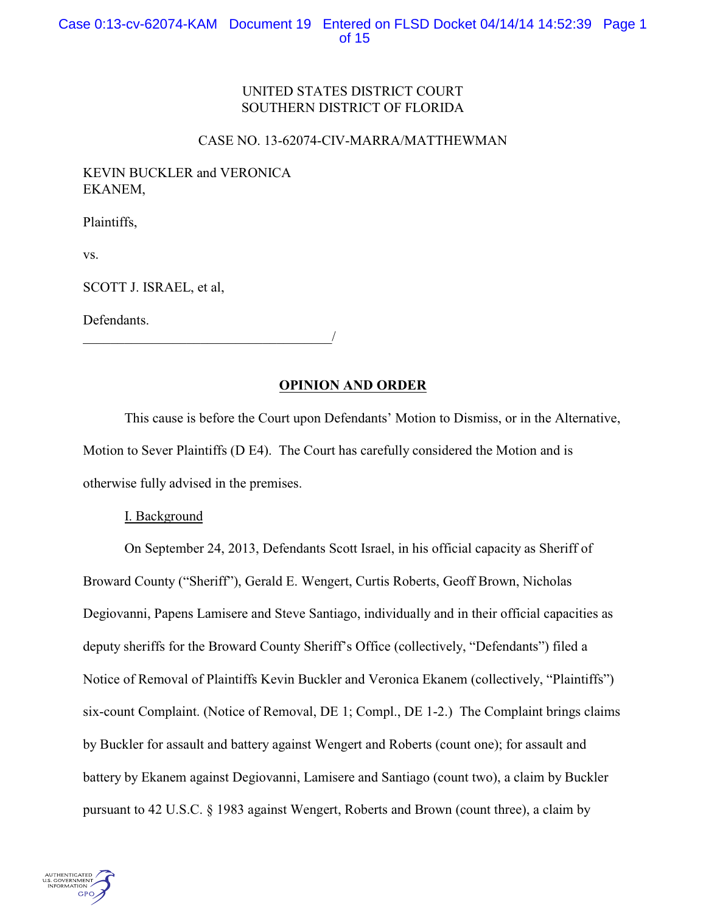UNITED STATES DISTRICT COURT
SOUTHERN DISTRICT OF FLORIDA

CASE NO. 13-62074-CIV-MARRA/MATTHEWMAN

KEVIN BUCKLER and VERONICA EKANEM,

Plaintiffs,

vs.

SCOTT J. ISRAEL, et al,

Defendants.
_____________________________________/

**OPINION AND ORDER**

This cause is before the Court upon Defendants' Motion to Dismiss, or in the Alternative, Motion to Sever Plaintiffs (D E4). The Court has carefully considered the Motion and is otherwise fully advised in the premises.

I. Background

On September 24, 2013, Defendants Scott Israel, in his official capacity as Sheriff of Broward County ("Sheriff"), Gerald E. Wengert, Curtis Roberts, Geoff Brown, Nicholas Degiovanni, Papens Lamisere and Steve Santiago, individually and in their official capacities as deputy sheriffs for the Broward County Sheriff's Office (collectively, "Defendants") filed a Notice of Removal of Plaintiffs Kevin Buckler and Veronica Ekanem (collectively, "Plaintiffs") six-count Complaint. (Notice of Removal, DE 1; Compl., DE 1-2.) The Complaint brings claims by Buckler for assault and battery against Wengert and Roberts (count one); for assault and battery by Ekanem against Degiovanni, Lamisere and Santiago (count two), a claim by Buckler pursuant to 42 U.S.C. § 1983 against Wengert, Roberts and Brown (count three), a claim by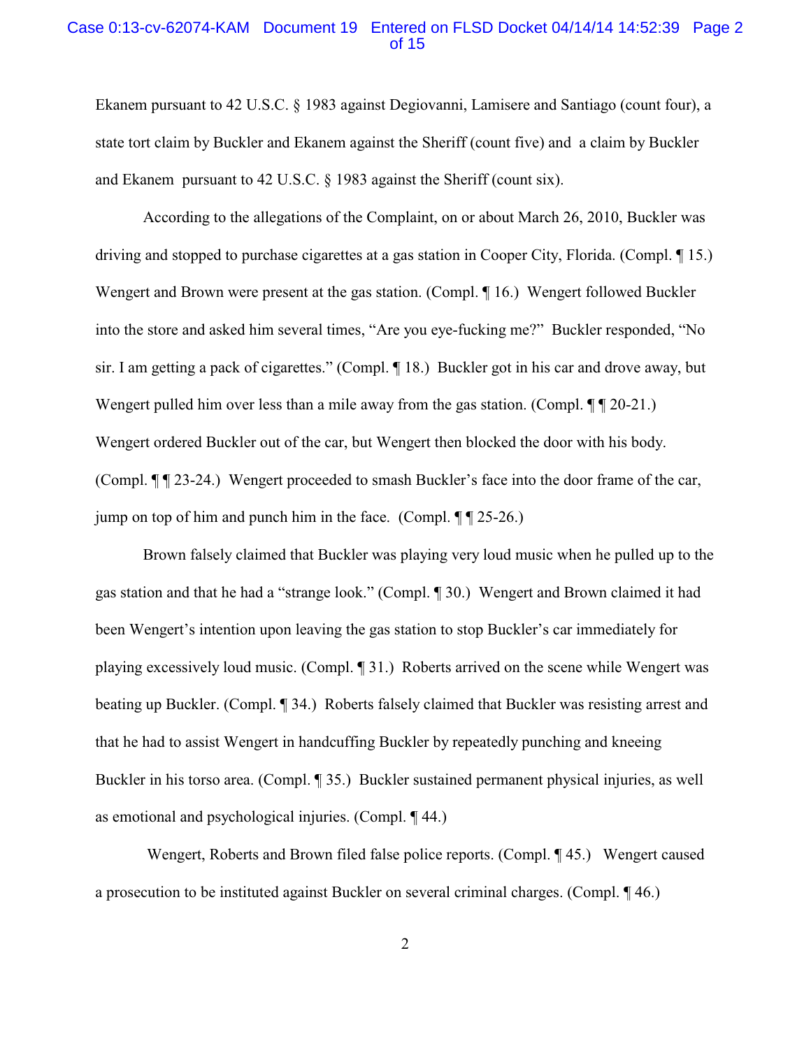Ekanem pursuant to 42 U.S.C. § 1983 against Degiovanni, Lamisere and Santiago (count four), a state tort claim by Buckler and Ekanem against the Sheriff (count five) and a claim by Buckler and Ekanem pursuant to 42 U.S.C. § 1983 against the Sheriff (count six).

According to the allegations of the Complaint, on or about March 26, 2010, Buckler was driving and stopped to purchase cigarettes at a gas station in Cooper City, Florida. (Compl. ¶ 15.) Wengert and Brown were present at the gas station. (Compl. ¶ 16.) Wengert followed Buckler into the store and asked him several times, "Are you eye-fucking me?" Buckler responded, "No sir. I am getting a pack of cigarettes." (Compl. ¶ 18.) Buckler got in his car and drove away, but Wengert pulled him over less than a mile away from the gas station. (Compl. ¶ ¶ 20-21.) Wengert ordered Buckler out of the car, but Wengert then blocked the door with his body. (Compl. ¶ ¶ 23-24.) Wengert proceeded to smash Buckler's face into the door frame of the car, jump on top of him and punch him in the face. (Compl. ¶ ¶ 25-26.)

Brown falsely claimed that Buckler was playing very loud music when he pulled up to the gas station and that he had a "strange look." (Compl. ¶ 30.) Wengert and Brown claimed it had been Wengert's intention upon leaving the gas station to stop Buckler's car immediately for playing excessively loud music. (Compl. ¶ 31.) Roberts arrived on the scene while Wengert was beating up Buckler. (Compl. ¶ 34.) Roberts falsely claimed that Buckler was resisting arrest and that he had to assist Wengert in handcuffing Buckler by repeatedly punching and kneeing Buckler in his torso area. (Compl. ¶ 35.) Buckler sustained permanent physical injuries, as well as emotional and psychological injuries. (Compl. ¶ 44.)

Wengert, Roberts and Brown filed false police reports. (Compl. ¶ 45.) Wengert caused a prosecution to be instituted against Buckler on several criminal charges. (Compl. ¶ 46.)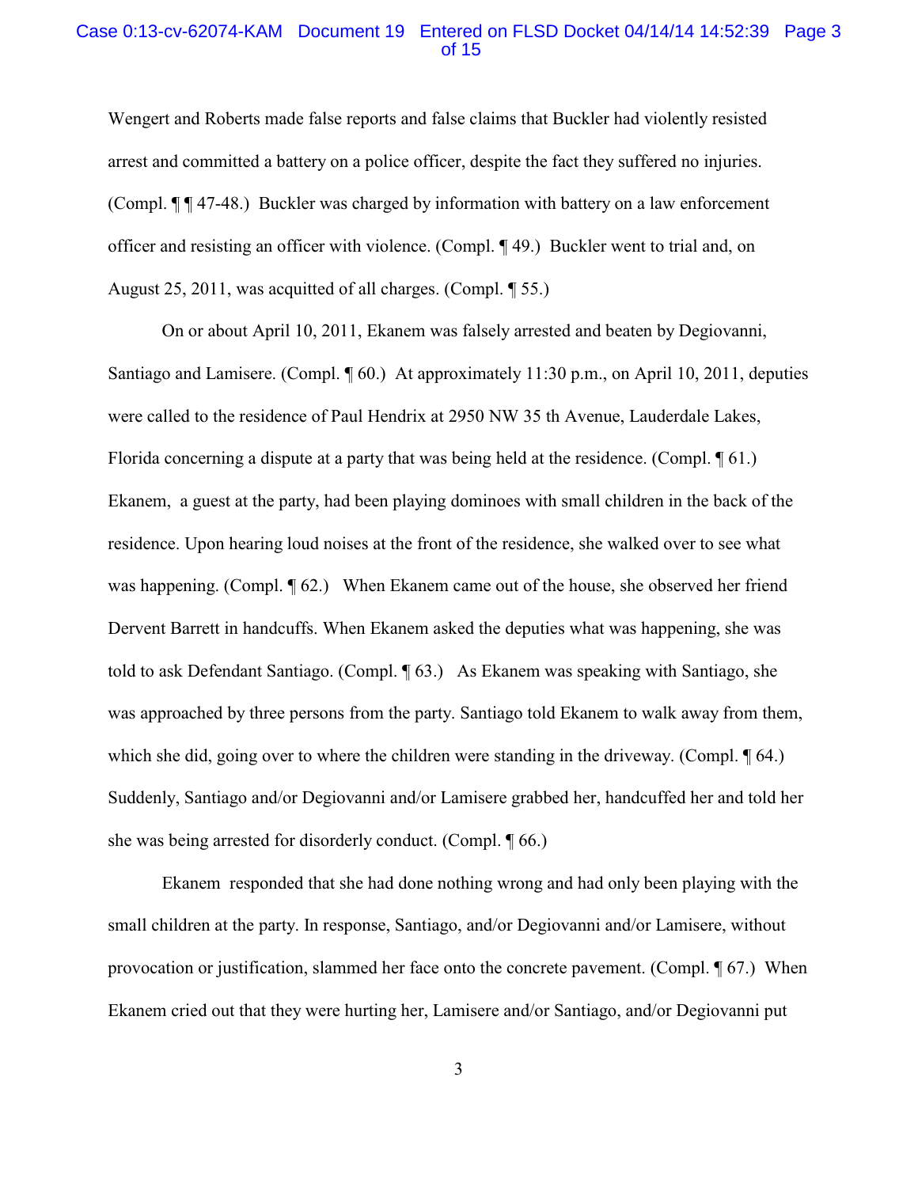Wengert and Roberts made false reports and false claims that Buckler had violently resisted arrest and committed a battery on a police officer, despite the fact they suffered no injuries. (Compl. ¶ ¶ 47-48.) Buckler was charged by information with battery on a law enforcement officer and resisting an officer with violence. (Compl. ¶ 49.) Buckler went to trial and, on August 25, 2011, was acquitted of all charges. (Compl. ¶ 55.)

On or about April 10, 2011, Ekanem was falsely arrested and beaten by Degiovanni, Santiago and Lamisere. (Compl. ¶ 60.) At approximately 11:30 p.m., on April 10, 2011, deputies were called to the residence of Paul Hendrix at 2950 NW 35 th Avenue, Lauderdale Lakes, Florida concerning a dispute at a party that was being held at the residence. (Compl. ¶ 61.) Ekanem, a guest at the party, had been playing dominoes with small children in the back of the residence. Upon hearing loud noises at the front of the residence, she walked over to see what was happening. (Compl. ¶ 62.) When Ekanem came out of the house, she observed her friend Dervent Barrett in handcuffs. When Ekanem asked the deputies what was happening, she was told to ask Defendant Santiago. (Compl. ¶ 63.) As Ekanem was speaking with Santiago, she was approached by three persons from the party. Santiago told Ekanem to walk away from them, which she did, going over to where the children were standing in the driveway. (Compl. ¶ 64.) Suddenly, Santiago and/or Degiovanni and/or Lamisere grabbed her, handcuffed her and told her she was being arrested for disorderly conduct. (Compl. ¶ 66.)

Ekanem responded that she had done nothing wrong and had only been playing with the small children at the party. In response, Santiago, and/or Degiovanni and/or Lamisere, without provocation or justification, slammed her face onto the concrete pavement. (Compl. ¶ 67.) When Ekanem cried out that they were hurting her, Lamisere and/or Santiago, and/or Degiovanni put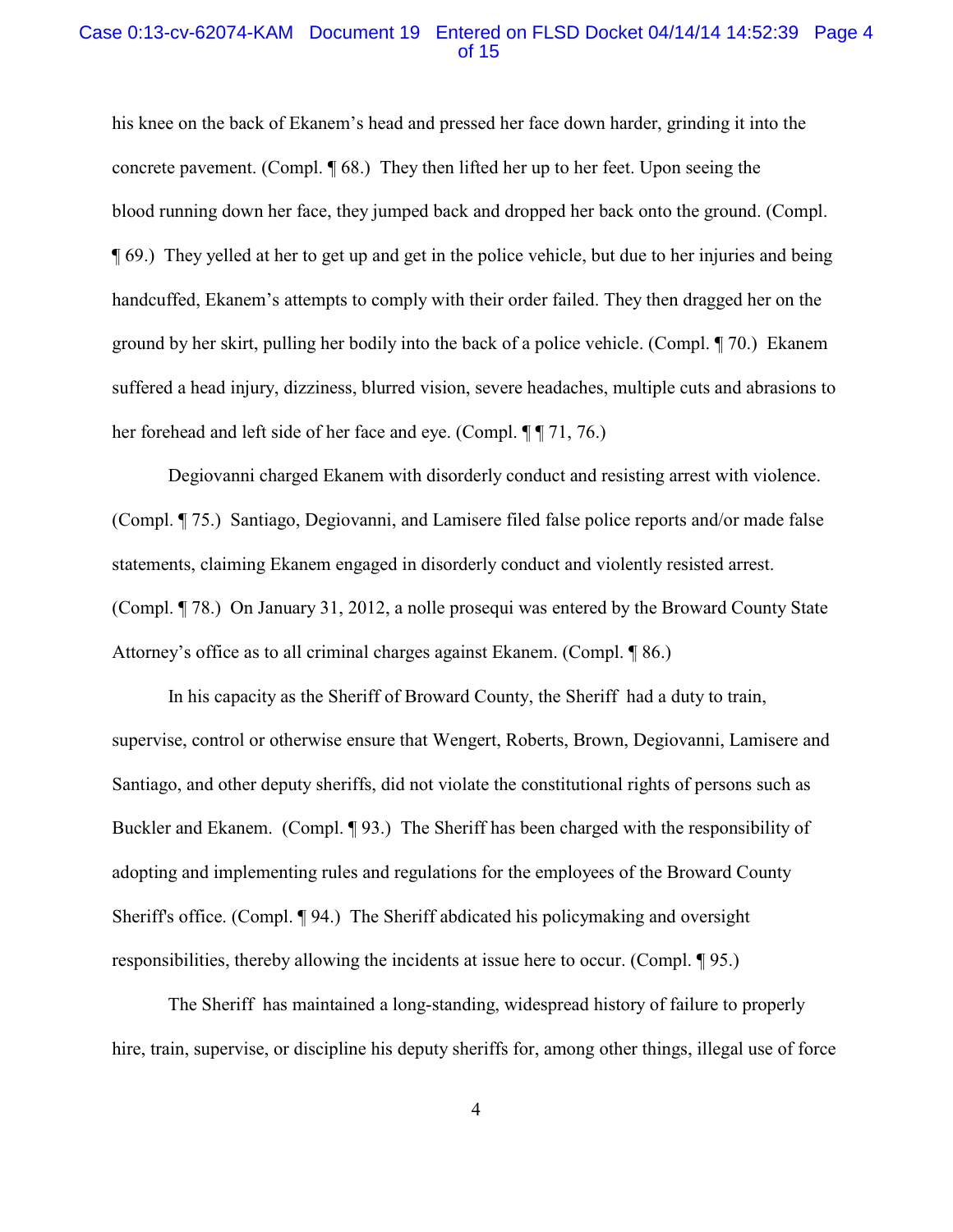his knee on the back of Ekanem's head and pressed her face down harder, grinding it into the concrete pavement. (Compl. ¶ 68.) They then lifted her up to her feet. Upon seeing the blood running down her face, they jumped back and dropped her back onto the ground. (Compl. ¶ 69.) They yelled at her to get up and get in the police vehicle, but due to her injuries and being handcuffed, Ekanem's attempts to comply with their order failed. They then dragged her on the ground by her skirt, pulling her bodily into the back of a police vehicle. (Compl. ¶ 70.) Ekanem suffered a head injury, dizziness, blurred vision, severe headaches, multiple cuts and abrasions to her forehead and left side of her face and eye. (Compl. ¶ ¶ 71, 76.)

Degiovanni charged Ekanem with disorderly conduct and resisting arrest with violence. (Compl. ¶ 75.) Santiago, Degiovanni, and Lamisere filed false police reports and/or made false statements, claiming Ekanem engaged in disorderly conduct and violently resisted arrest. (Compl. ¶ 78.) On January 31, 2012, a nolle prosequi was entered by the Broward County State Attorney's office as to all criminal charges against Ekanem. (Compl. ¶ 86.)

In his capacity as the Sheriff of Broward County, the Sheriff had a duty to train, supervise, control or otherwise ensure that Wengert, Roberts, Brown, Degiovanni, Lamisere and Santiago, and other deputy sheriffs, did not violate the constitutional rights of persons such as Buckler and Ekanem. (Compl. ¶ 93.) The Sheriff has been charged with the responsibility of adopting and implementing rules and regulations for the employees of the Broward County Sheriff's office. (Compl. ¶ 94.) The Sheriff abdicated his policymaking and oversight responsibilities, thereby allowing the incidents at issue here to occur. (Compl. ¶ 95.)

The Sheriff has maintained a long-standing, widespread history of failure to properly hire, train, supervise, or discipline his deputy sheriffs for, among other things, illegal use of force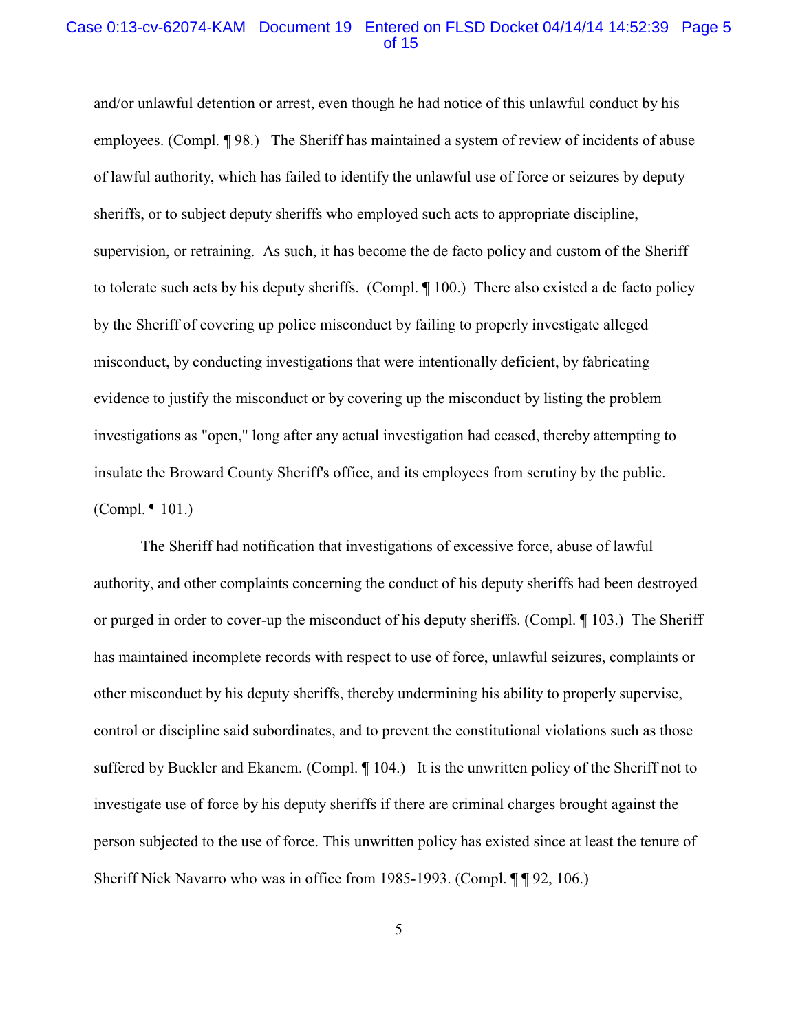and/or unlawful detention or arrest, even though he had notice of this unlawful conduct by his employees. (Compl. ¶ 98.) The Sheriff has maintained a system of review of incidents of abuse of lawful authority, which has failed to identify the unlawful use of force or seizures by deputy sheriffs, or to subject deputy sheriffs who employed such acts to appropriate discipline, supervision, or retraining. As such, it has become the de facto policy and custom of the Sheriff to tolerate such acts by his deputy sheriffs. (Compl. ¶ 100.) There also existed a de facto policy by the Sheriff of covering up police misconduct by failing to properly investigate alleged misconduct, by conducting investigations that were intentionally deficient, by fabricating evidence to justify the misconduct or by covering up the misconduct by listing the problem investigations as "open," long after any actual investigation had ceased, thereby attempting to insulate the Broward County Sheriff's office, and its employees from scrutiny by the public. (Compl. ¶ 101.)

The Sheriff had notification that investigations of excessive force, abuse of lawful authority, and other complaints concerning the conduct of his deputy sheriffs had been destroyed or purged in order to cover-up the misconduct of his deputy sheriffs. (Compl. ¶ 103.) The Sheriff has maintained incomplete records with respect to use of force, unlawful seizures, complaints or other misconduct by his deputy sheriffs, thereby undermining his ability to properly supervise, control or discipline said subordinates, and to prevent the constitutional violations such as those suffered by Buckler and Ekanem. (Compl. ¶ 104.) It is the unwritten policy of the Sheriff not to investigate use of force by his deputy sheriffs if there are criminal charges brought against the person subjected to the use of force. This unwritten policy has existed since at least the tenure of Sheriff Nick Navarro who was in office from 1985-1993. (Compl. ¶ ¶ 92, 106.)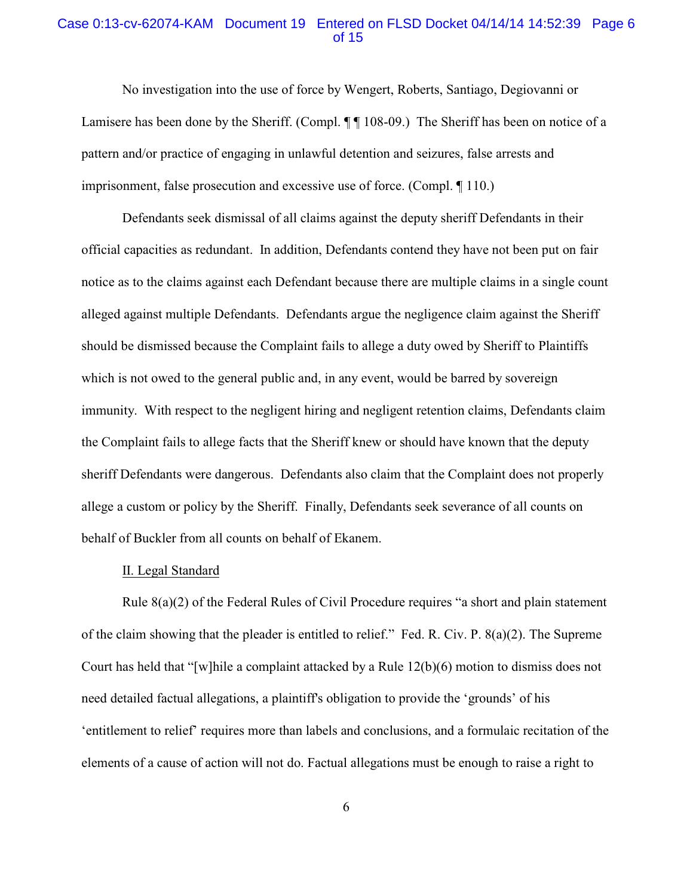No investigation into the use of force by Wengert, Roberts, Santiago, Degiovanni or Lamisere has been done by the Sheriff. (Compl. ¶ ¶ 108-09.) The Sheriff has been on notice of a pattern and/or practice of engaging in unlawful detention and seizures, false arrests and imprisonment, false prosecution and excessive use of force. (Compl. ¶ 110.)

Defendants seek dismissal of all claims against the deputy sheriff Defendants in their official capacities as redundant. In addition, Defendants contend they have not been put on fair notice as to the claims against each Defendant because there are multiple claims in a single count alleged against multiple Defendants. Defendants argue the negligence claim against the Sheriff should be dismissed because the Complaint fails to allege a duty owed by Sheriff to Plaintiffs which is not owed to the general public and, in any event, would be barred by sovereign immunity. With respect to the negligent hiring and negligent retention claims, Defendants claim the Complaint fails to allege facts that the Sheriff knew or should have known that the deputy sheriff Defendants were dangerous. Defendants also claim that the Complaint does not properly allege a custom or policy by the Sheriff. Finally, Defendants seek severance of all counts on behalf of Buckler from all counts on behalf of Ekanem.

## II. Legal Standard

Rule 8(a)(2) of the Federal Rules of Civil Procedure requires "a short and plain statement of the claim showing that the pleader is entitled to relief." Fed. R. Civ. P. 8(a)(2). The Supreme Court has held that "[w]hile a complaint attacked by a Rule 12(b)(6) motion to dismiss does not need detailed factual allegations, a plaintiff's obligation to provide the 'grounds' of his 'entitlement to relief' requires more than labels and conclusions, and a formulaic recitation of the elements of a cause of action will not do. Factual allegations must be enough to raise a right to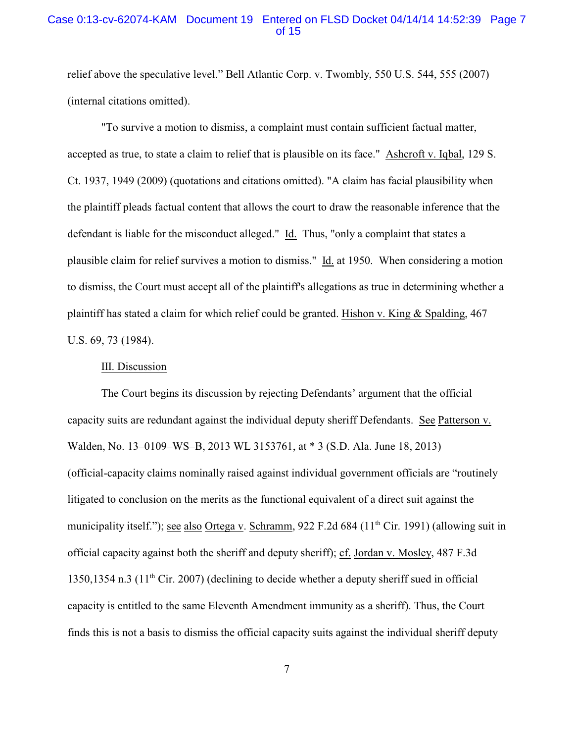relief above the speculative level." Bell Atlantic Corp. v. Twombly, 550 U.S. 544, 555 (2007) (internal citations omitted).

"To survive a motion to dismiss, a complaint must contain sufficient factual matter, accepted as true, to state a claim to relief that is plausible on its face." Ashcroft v. Iqbal, 129 S. Ct. 1937, 1949 (2009) (quotations and citations omitted). "A claim has facial plausibility when the plaintiff pleads factual content that allows the court to draw the reasonable inference that the defendant is liable for the misconduct alleged." Id. Thus, "only a complaint that states a plausible claim for relief survives a motion to dismiss." Id. at 1950. When considering a motion to dismiss, the Court must accept all of the plaintiff's allegations as true in determining whether a plaintiff has stated a claim for which relief could be granted. Hishon v. King & Spalding, 467 U.S. 69, 73 (1984).

III. Discussion

The Court begins its discussion by rejecting Defendants' argument that the official capacity suits are redundant against the individual deputy sheriff Defendants. See Patterson v. Walden, No. 13–0109–WS–B, 2013 WL 3153761, at * 3 (S.D. Ala. June 18, 2013) (official-capacity claims nominally raised against individual government officials are "routinely litigated to conclusion on the merits as the functional equivalent of a direct suit against the municipality itself."); see also Ortega v. Schramm, 922 F.2d 684 (11th Cir. 1991) (allowing suit in official capacity against both the sheriff and deputy sheriff); cf. Jordan v. Mosley, 487 F.3d 1350,1354 n.3 (11th Cir. 2007) (declining to decide whether a deputy sheriff sued in official capacity is entitled to the same Eleventh Amendment immunity as a sheriff). Thus, the Court finds this is not a basis to dismiss the official capacity suits against the individual sheriff deputy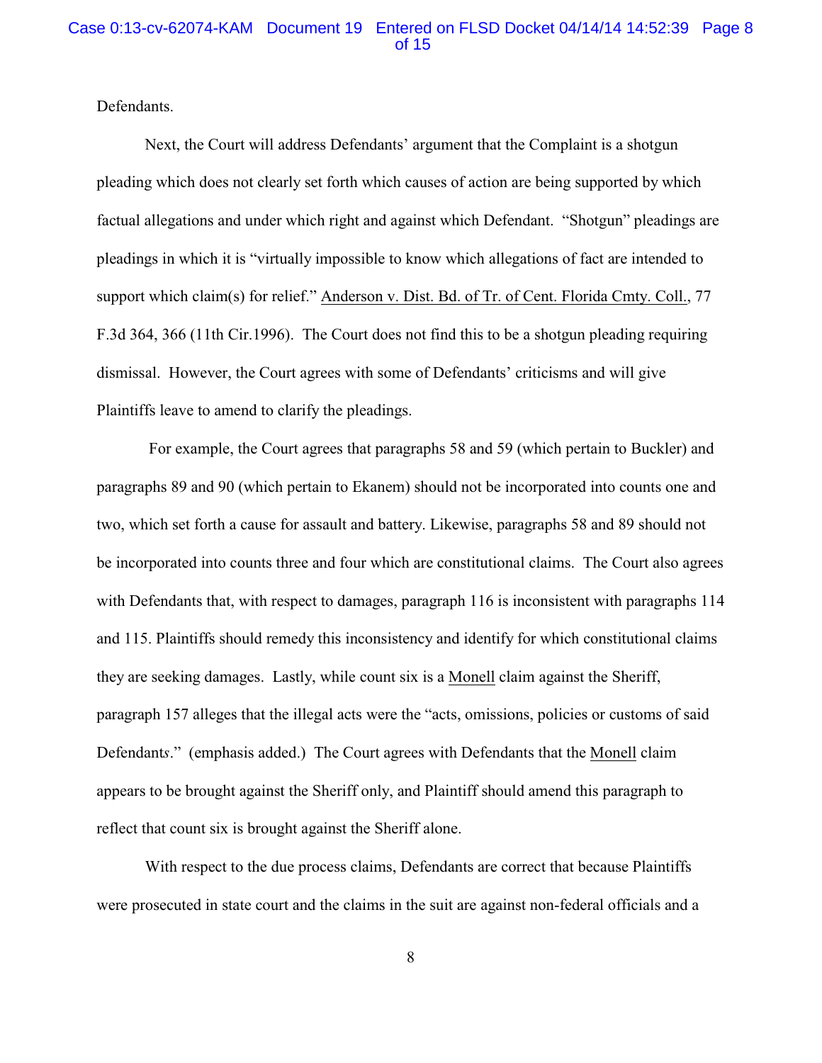Defendants.

Next, the Court will address Defendants' argument that the Complaint is a shotgun pleading which does not clearly set forth which causes of action are being supported by which factual allegations and under which right and against which Defendant. "Shotgun" pleadings are pleadings in which it is "virtually impossible to know which allegations of fact are intended to support which claim(s) for relief." Anderson v. Dist. Bd. of Tr. of Cent. Florida Cmty. Coll., 77 F.3d 364, 366 (11th Cir.1996). The Court does not find this to be a shotgun pleading requiring dismissal. However, the Court agrees with some of Defendants' criticisms and will give Plaintiffs leave to amend to clarify the pleadings.

For example, the Court agrees that paragraphs 58 and 59 (which pertain to Buckler) and paragraphs 89 and 90 (which pertain to Ekanem) should not be incorporated into counts one and two, which set forth a cause for assault and battery. Likewise, paragraphs 58 and 89 should not be incorporated into counts three and four which are constitutional claims. The Court also agrees with Defendants that, with respect to damages, paragraph 116 is inconsistent with paragraphs 114 and 115. Plaintiffs should remedy this inconsistency and identify for which constitutional claims they are seeking damages. Lastly, while count six is a Monell claim against the Sheriff, paragraph 157 alleges that the illegal acts were the "acts, omissions, policies or customs of said Defendant*s*." (emphasis added.) The Court agrees with Defendants that the Monell claim appears to be brought against the Sheriff only, and Plaintiff should amend this paragraph to reflect that count six is brought against the Sheriff alone.

With respect to the due process claims, Defendants are correct that because Plaintiffs were prosecuted in state court and the claims in the suit are against non-federal officials and a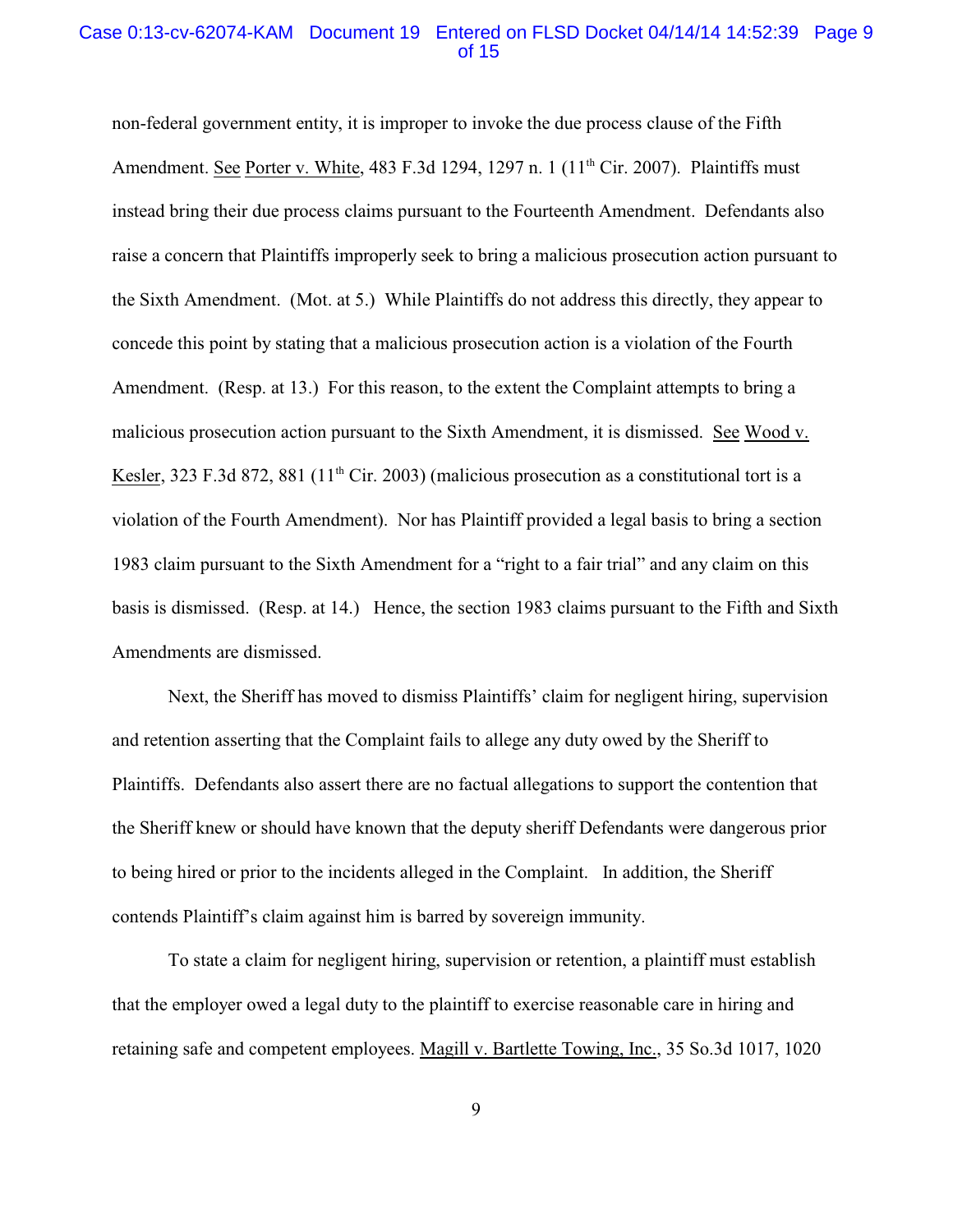non-federal government entity, it is improper to invoke the due process clause of the Fifth Amendment. See Porter v. White, 483 F.3d 1294, 1297 n. 1 (11th Cir. 2007). Plaintiffs must instead bring their due process claims pursuant to the Fourteenth Amendment. Defendants also raise a concern that Plaintiffs improperly seek to bring a malicious prosecution action pursuant to the Sixth Amendment. (Mot. at 5.) While Plaintiffs do not address this directly, they appear to concede this point by stating that a malicious prosecution action is a violation of the Fourth Amendment. (Resp. at 13.) For this reason, to the extent the Complaint attempts to bring a malicious prosecution action pursuant to the Sixth Amendment, it is dismissed. See Wood v. Kesler, 323 F.3d 872, 881 (11th Cir. 2003) (malicious prosecution as a constitutional tort is a violation of the Fourth Amendment). Nor has Plaintiff provided a legal basis to bring a section 1983 claim pursuant to the Sixth Amendment for a "right to a fair trial" and any claim on this basis is dismissed. (Resp. at 14.) Hence, the section 1983 claims pursuant to the Fifth and Sixth Amendments are dismissed.

Next, the Sheriff has moved to dismiss Plaintiffs' claim for negligent hiring, supervision and retention asserting that the Complaint fails to allege any duty owed by the Sheriff to Plaintiffs. Defendants also assert there are no factual allegations to support the contention that the Sheriff knew or should have known that the deputy sheriff Defendants were dangerous prior to being hired or prior to the incidents alleged in the Complaint. In addition, the Sheriff contends Plaintiff's claim against him is barred by sovereign immunity.

To state a claim for negligent hiring, supervision or retention, a plaintiff must establish that the employer owed a legal duty to the plaintiff to exercise reasonable care in hiring and retaining safe and competent employees. Magill v. Bartlette Towing, Inc., 35 So.3d 1017, 1020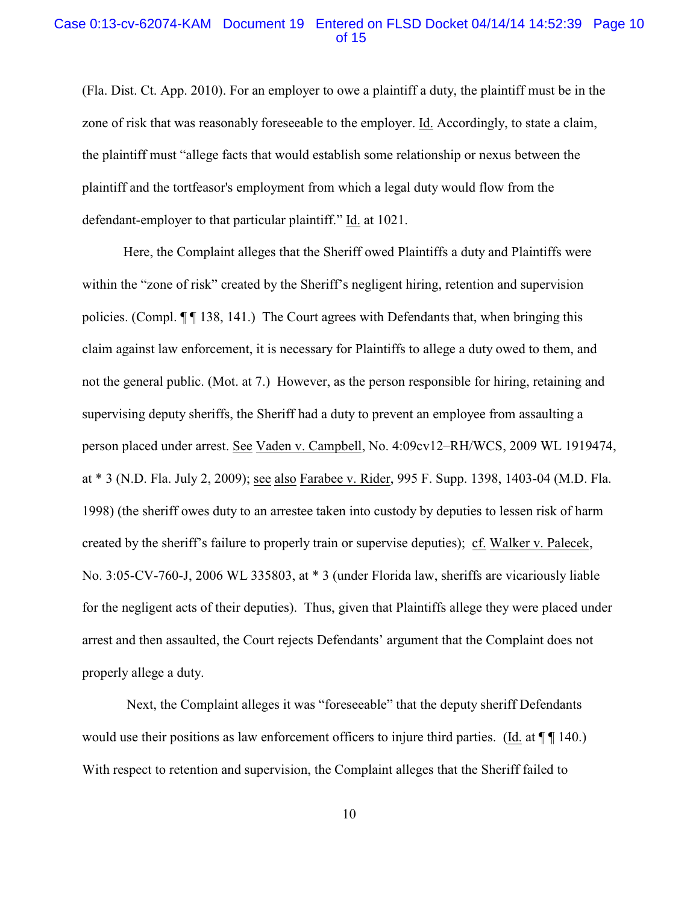(Fla. Dist. Ct. App. 2010). For an employer to owe a plaintiff a duty, the plaintiff must be in the zone of risk that was reasonably foreseeable to the employer. Id. Accordingly, to state a claim, the plaintiff must "allege facts that would establish some relationship or nexus between the plaintiff and the tortfeasor's employment from which a legal duty would flow from the defendant-employer to that particular plaintiff." Id. at 1021.

Here, the Complaint alleges that the Sheriff owed Plaintiffs a duty and Plaintiffs were within the "zone of risk" created by the Sheriff's negligent hiring, retention and supervision policies. (Compl. ¶ ¶ 138, 141.) The Court agrees with Defendants that, when bringing this claim against law enforcement, it is necessary for Plaintiffs to allege a duty owed to them, and not the general public. (Mot. at 7.) However, as the person responsible for hiring, retaining and supervising deputy sheriffs, the Sheriff had a duty to prevent an employee from assaulting a person placed under arrest. See Vaden v. Campbell, No. 4:09cv12–RH/WCS, 2009 WL 1919474, at * 3 (N.D. Fla. July 2, 2009); see also Farabee v. Rider, 995 F. Supp. 1398, 1403-04 (M.D. Fla. 1998) (the sheriff owes duty to an arrestee taken into custody by deputies to lessen risk of harm created by the sheriff's failure to properly train or supervise deputies); cf. Walker v. Palecek, No. 3:05-CV-760-J, 2006 WL 335803, at * 3 (under Florida law, sheriffs are vicariously liable for the negligent acts of their deputies). Thus, given that Plaintiffs allege they were placed under arrest and then assaulted, the Court rejects Defendants' argument that the Complaint does not properly allege a duty.

Next, the Complaint alleges it was "foreseeable" that the deputy sheriff Defendants would use their positions as law enforcement officers to injure third parties. (Id. at ¶ ¶ 140.) With respect to retention and supervision, the Complaint alleges that the Sheriff failed to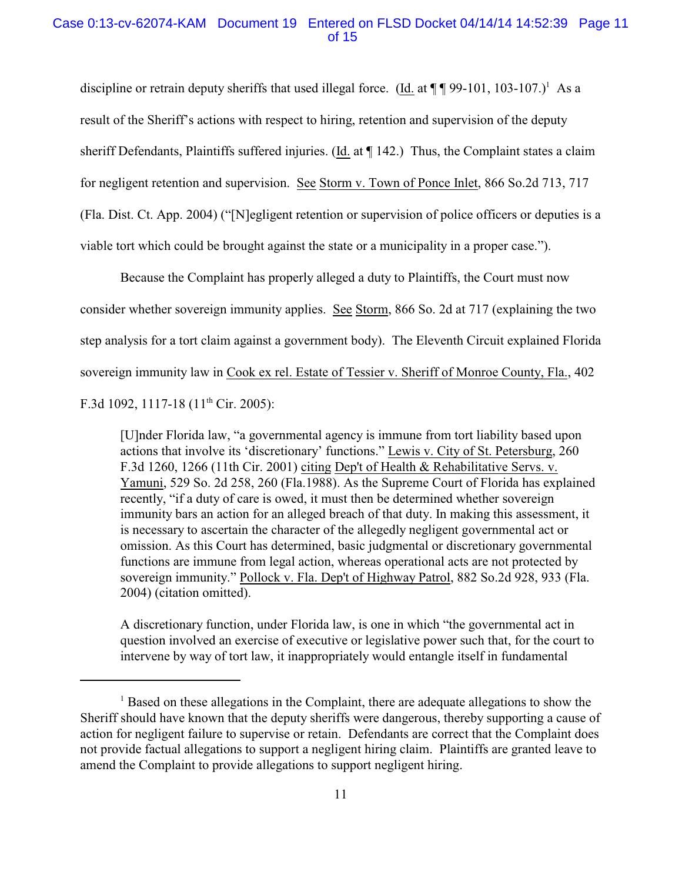discipline or retrain deputy sheriffs that used illegal force. (Id. at ¶ ¶ 99-101, 103-107.)[1] As a result of the Sheriff's actions with respect to hiring, retention and supervision of the deputy sheriff Defendants, Plaintiffs suffered injuries. (Id. at ¶ 142.) Thus, the Complaint states a claim for negligent retention and supervision. See Storm v. Town of Ponce Inlet, 866 So.2d 713, 717 (Fla. Dist. Ct. App. 2004) ("[N]egligent retention or supervision of police officers or deputies is a viable tort which could be brought against the state or a municipality in a proper case.").

Because the Complaint has properly alleged a duty to Plaintiffs, the Court must now consider whether sovereign immunity applies. See Storm, 866 So. 2d at 717 (explaining the two step analysis for a tort claim against a government body). The Eleventh Circuit explained Florida sovereign immunity law in Cook ex rel. Estate of Tessier v. Sheriff of Monroe County, Fla., 402 F.3d 1092, 1117-18 (11th Cir. 2005):

> [U]nder Florida law, "a governmental agency is immune from tort liability based upon actions that involve its 'discretionary' functions." Lewis v. City of St. Petersburg, 260 F.3d 1260, 1266 (11th Cir. 2001) citing Dep't of Health & Rehabilitative Servs. v. Yamuni, 529 So. 2d 258, 260 (Fla.1988). As the Supreme Court of Florida has explained recently, "if a duty of care is owed, it must then be determined whether sovereign immunity bars an action for an alleged breach of that duty. In making this assessment, it is necessary to ascertain the character of the allegedly negligent governmental act or omission. As this Court has determined, basic judgmental or discretionary governmental functions are immune from legal action, whereas operational acts are not protected by sovereign immunity." Pollock v. Fla. Dep't of Highway Patrol, 882 So.2d 928, 933 (Fla. 2004) (citation omitted).
>
> A discretionary function, under Florida law, is one in which "the governmental act in question involved an exercise of executive or legislative power such that, for the court to intervene by way of tort law, it inappropriately would entangle itself in fundamental

[1] Based on these allegations in the Complaint, there are adequate allegations to show the Sheriff should have known that the deputy sheriffs were dangerous, thereby supporting a cause of action for negligent failure to supervise or retain. Defendants are correct that the Complaint does not provide factual allegations to support a negligent hiring claim. Plaintiffs are granted leave to amend the Complaint to provide allegations to support negligent hiring.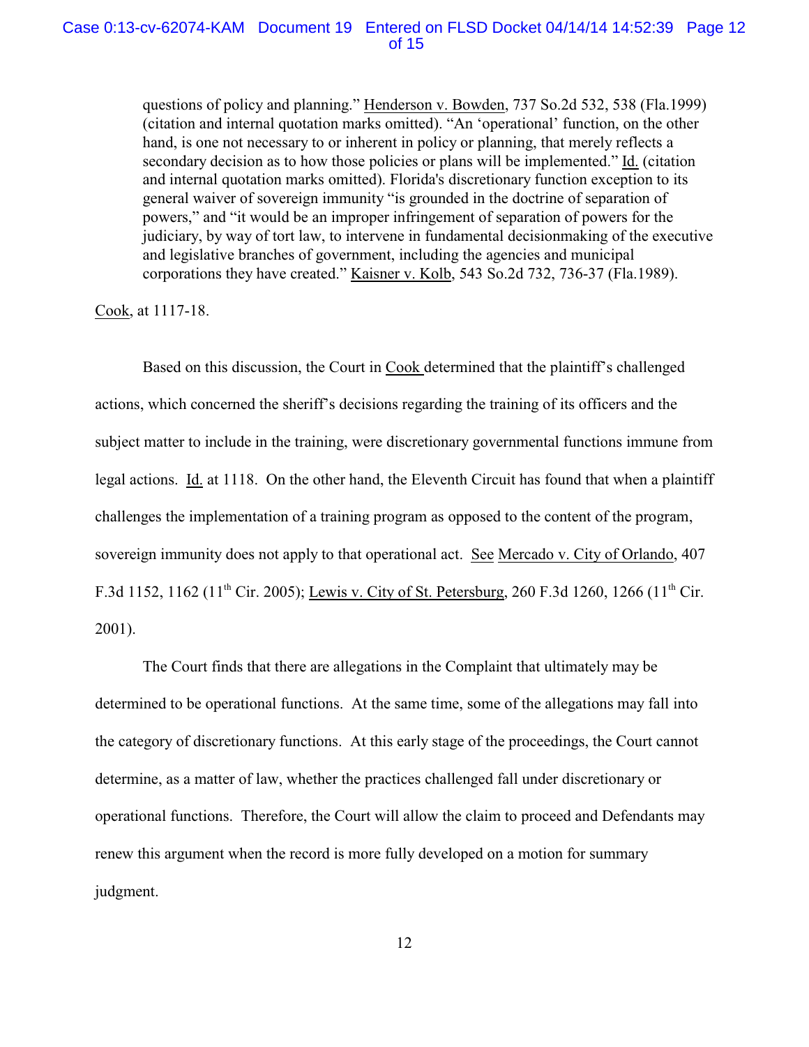> questions of policy and planning." Henderson v. Bowden, 737 So.2d 532, 538 (Fla.1999) (citation and internal quotation marks omitted). "An 'operational' function, on the other hand, is one not necessary to or inherent in policy or planning, that merely reflects a secondary decision as to how those policies or plans will be implemented." Id. (citation and internal quotation marks omitted). Florida's discretionary function exception to its general waiver of sovereign immunity "is grounded in the doctrine of separation of powers," and "it would be an improper infringement of separation of powers for the judiciary, by way of tort law, to intervene in fundamental decisionmaking of the executive and legislative branches of government, including the agencies and municipal corporations they have created." Kaisner v. Kolb, 543 So.2d 732, 736-37 (Fla.1989).

Cook, at 1117-18.

Based on this discussion, the Court in Cook determined that the plaintiff's challenged actions, which concerned the sheriff's decisions regarding the training of its officers and the subject matter to include in the training, were discretionary governmental functions immune from legal actions. Id. at 1118. On the other hand, the Eleventh Circuit has found that when a plaintiff challenges the implementation of a training program as opposed to the content of the program, sovereign immunity does not apply to that operational act. See Mercado v. City of Orlando, 407 F.3d 1152, 1162 (11th Cir. 2005); Lewis v. City of St. Petersburg, 260 F.3d 1260, 1266 (11th Cir. 2001).

The Court finds that there are allegations in the Complaint that ultimately may be determined to be operational functions. At the same time, some of the allegations may fall into the category of discretionary functions. At this early stage of the proceedings, the Court cannot determine, as a matter of law, whether the practices challenged fall under discretionary or operational functions. Therefore, the Court will allow the claim to proceed and Defendants may renew this argument when the record is more fully developed on a motion for summary judgment.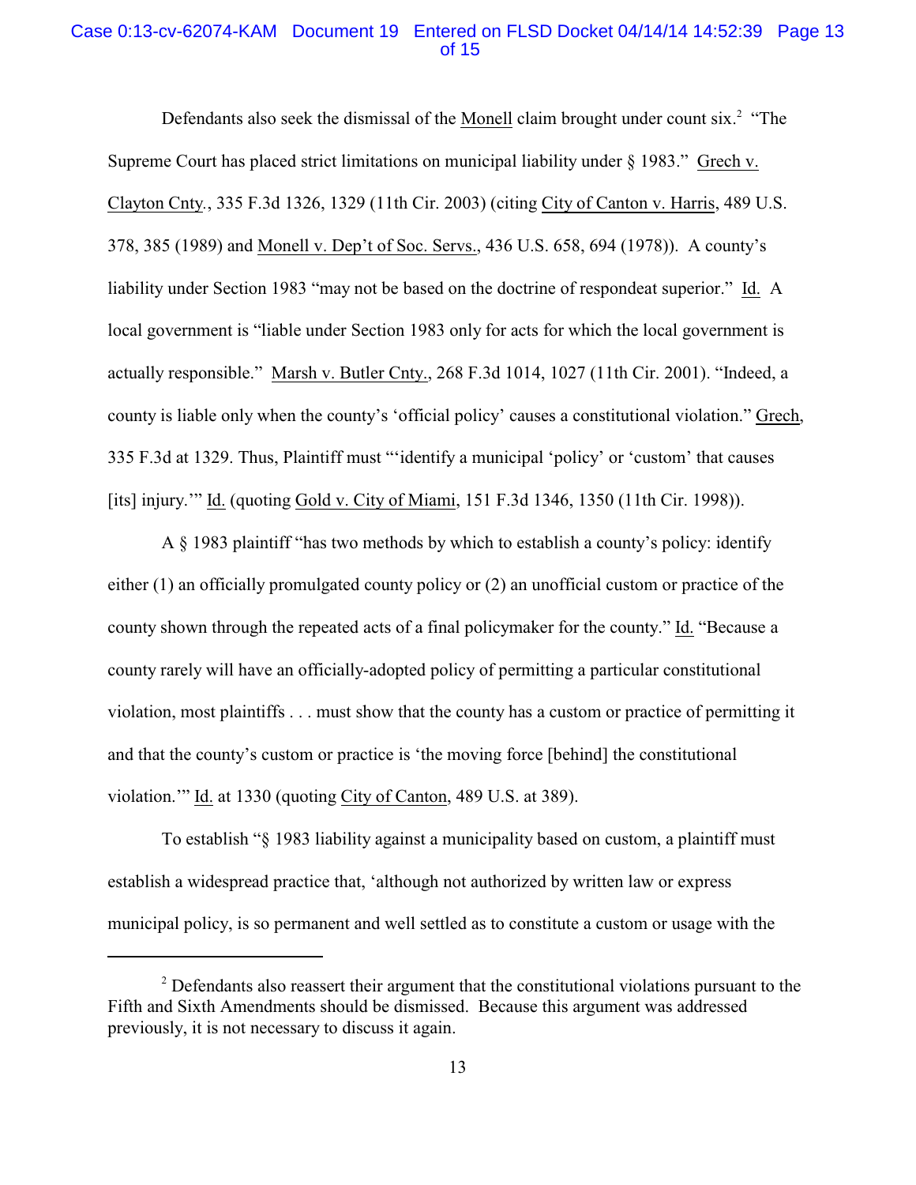Defendants also seek the dismissal of the Monell claim brought under count six.[2] "The Supreme Court has placed strict limitations on municipal liability under § 1983." Grech v. Clayton Cnty., 335 F.3d 1326, 1329 (11th Cir. 2003) (citing City of Canton v. Harris, 489 U.S. 378, 385 (1989) and Monell v. Dep't of Soc. Servs., 436 U.S. 658, 694 (1978)). A county's liability under Section 1983 "may not be based on the doctrine of respondeat superior." Id. A local government is "liable under Section 1983 only for acts for which the local government is actually responsible." Marsh v. Butler Cnty., 268 F.3d 1014, 1027 (11th Cir. 2001). "Indeed, a county is liable only when the county's 'official policy' causes a constitutional violation." Grech, 335 F.3d at 1329. Thus, Plaintiff must "'identify a municipal 'policy' or 'custom' that causes [its] injury.'" Id. (quoting Gold v. City of Miami, 151 F.3d 1346, 1350 (11th Cir. 1998)).

A § 1983 plaintiff "has two methods by which to establish a county's policy: identify either (1) an officially promulgated county policy or (2) an unofficial custom or practice of the county shown through the repeated acts of a final policymaker for the county." Id. "Because a county rarely will have an officially-adopted policy of permitting a particular constitutional violation, most plaintiffs . . . must show that the county has a custom or practice of permitting it and that the county's custom or practice is 'the moving force [behind] the constitutional violation.'" Id. at 1330 (quoting City of Canton, 489 U.S. at 389).

To establish "§ 1983 liability against a municipality based on custom, a plaintiff must establish a widespread practice that, 'although not authorized by written law or express municipal policy, is so permanent and well settled as to constitute a custom or usage with the

---

[2] Defendants also reassert their argument that the constitutional violations pursuant to the Fifth and Sixth Amendments should be dismissed. Because this argument was addressed previously, it is not necessary to discuss it again.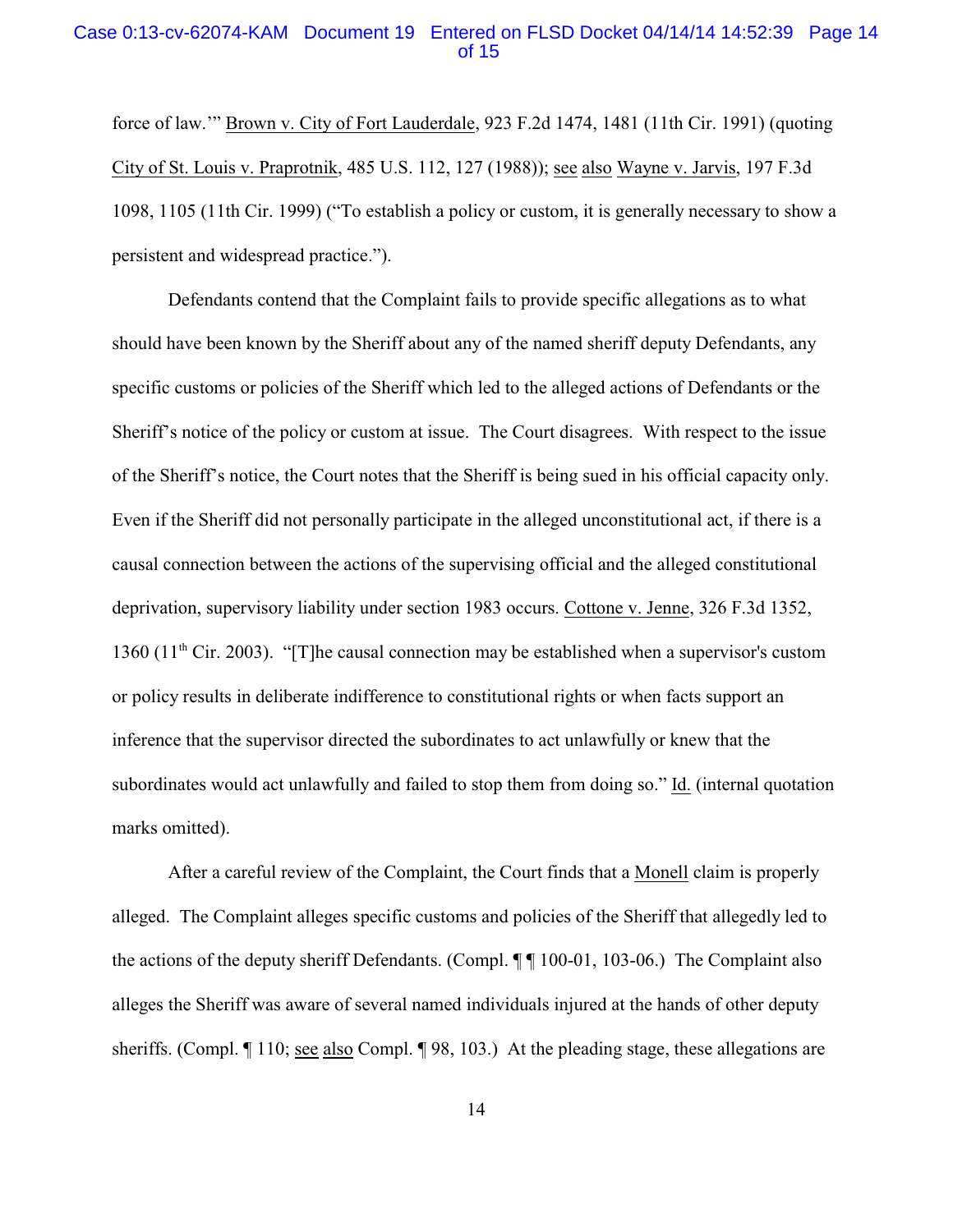force of law.'" Brown v. City of Fort Lauderdale, 923 F.2d 1474, 1481 (11th Cir. 1991) (quoting City of St. Louis v. Praprotnik, 485 U.S. 112, 127 (1988)); see also Wayne v. Jarvis, 197 F.3d 1098, 1105 (11th Cir. 1999) ("To establish a policy or custom, it is generally necessary to show a persistent and widespread practice.").

Defendants contend that the Complaint fails to provide specific allegations as to what should have been known by the Sheriff about any of the named sheriff deputy Defendants, any specific customs or policies of the Sheriff which led to the alleged actions of Defendants or the Sheriff's notice of the policy or custom at issue. The Court disagrees. With respect to the issue of the Sheriff's notice, the Court notes that the Sheriff is being sued in his official capacity only. Even if the Sheriff did not personally participate in the alleged unconstitutional act, if there is a causal connection between the actions of the supervising official and the alleged constitutional deprivation, supervisory liability under section 1983 occurs. Cottone v. Jenne, 326 F.3d 1352, 1360 (11th Cir. 2003). "[T]he causal connection may be established when a supervisor's custom or policy results in deliberate indifference to constitutional rights or when facts support an inference that the supervisor directed the subordinates to act unlawfully or knew that the subordinates would act unlawfully and failed to stop them from doing so." Id. (internal quotation marks omitted).

After a careful review of the Complaint, the Court finds that a Monell claim is properly alleged. The Complaint alleges specific customs and policies of the Sheriff that allegedly led to the actions of the deputy sheriff Defendants. (Compl. ¶ ¶ 100-01, 103-06.) The Complaint also alleges the Sheriff was aware of several named individuals injured at the hands of other deputy sheriffs. (Compl. ¶ 110; see also Compl. ¶ 98, 103.) At the pleading stage, these allegations are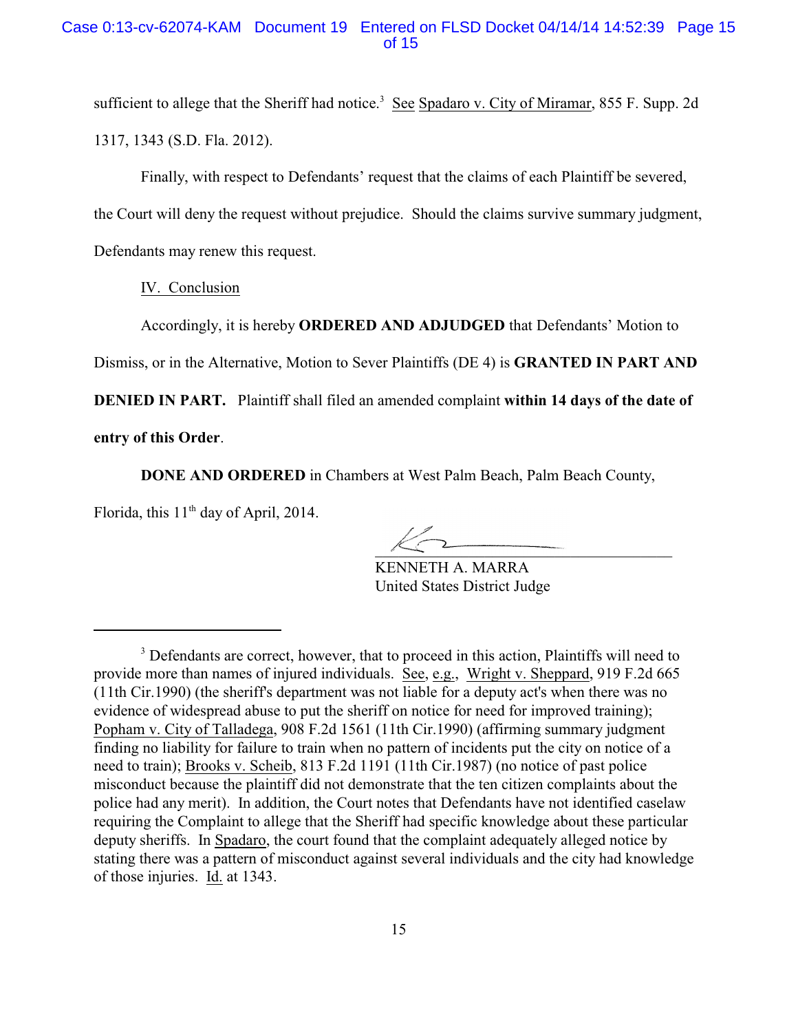sufficient to allege that the Sheriff had notice.[3] See Spadaro v. City of Miramar, 855 F. Supp. 2d 1317, 1343 (S.D. Fla. 2012).

Finally, with respect to Defendants' request that the claims of each Plaintiff be severed, the Court will deny the request without prejudice. Should the claims survive summary judgment, Defendants may renew this request.

IV. Conclusion

Accordingly, it is hereby **ORDERED AND ADJUDGED** that Defendants' Motion to Dismiss, or in the Alternative, Motion to Sever Plaintiffs (DE 4) is **GRANTED IN PART AND DENIED IN PART.** Plaintiff shall filed an amended complaint **within 14 days of the date of entry of this Order**.

**DONE AND ORDERED** in Chambers at West Palm Beach, Palm Beach County, Florida, this 11th day of April, 2014.

KENNETH A. MARRA
United States District Judge

---

[3] Defendants are correct, however, that to proceed in this action, Plaintiffs will need to provide more than names of injured individuals. See, e.g., Wright v. Sheppard, 919 F.2d 665 (11th Cir.1990) (the sheriff's department was not liable for a deputy act's when there was no evidence of widespread abuse to put the sheriff on notice for need for improved training); Popham v. City of Talladega, 908 F.2d 1561 (11th Cir.1990) (affirming summary judgment finding no liability for failure to train when no pattern of incidents put the city on notice of a need to train); Brooks v. Scheib, 813 F.2d 1191 (11th Cir.1987) (no notice of past police misconduct because the plaintiff did not demonstrate that the ten citizen complaints about the police had any merit). In addition, the Court notes that Defendants have not identified caselaw requiring the Complaint to allege that the Sheriff had specific knowledge about these particular deputy sheriffs. In Spadaro, the court found that the complaint adequately alleged notice by stating there was a pattern of misconduct against several individuals and the city had knowledge of those injuries. Id. at 1343.